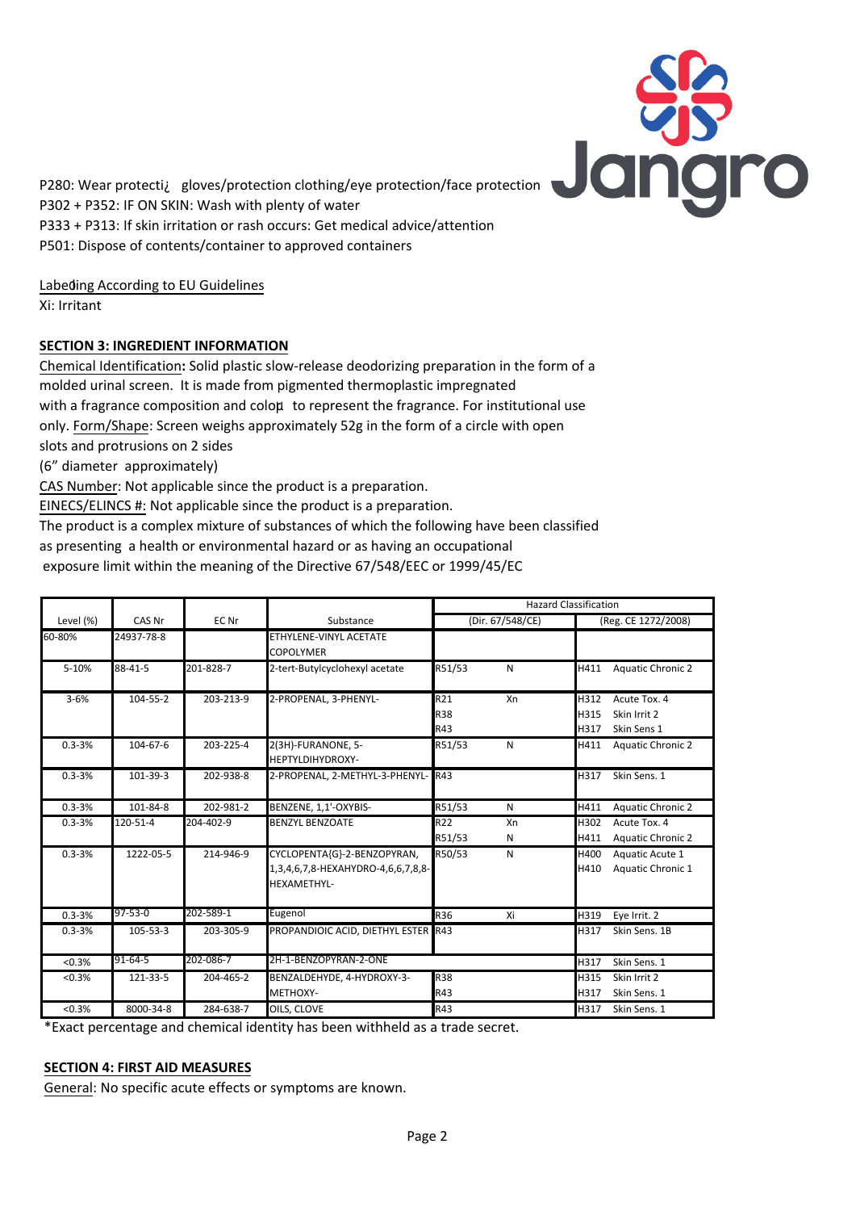P280: Wear protecti¿ gloves/protection clothing/eye protection/face protection
P302 + P352: IF ON SKIN: Wash with plenty of water
P333 + P313: If skin irritation or rash occurs: Get medical advice/attention
P501: Dispose of contents/container to approved containers

Labeling According to EU Guidelines
Xi: Irritant

## SECTION 3: INGREDIENT INFORMATION

Chemical Identification**:** Solid plastic slow-release deodorizing preparation in the form of a molded urinal screen. It is made from pigmented thermoplastic impregnated with a fragrance composition and colour to represent the fragrance. For institutional use only. Form/Shape: Screen weighs approximately 52g in the form of a circle with open slots and protrusions on 2 sides
(6" diameter approximately)
CAS Number: Not applicable since the product is a preparation.
EINECS/ELINCS #: Not applicable since the product is a preparation.
The product is a complex mixture of substances of which the following have been classified as presenting a health or environmental hazard or as having an occupational exposure limit within the meaning of the Directive 67/548/EEC or 1999/45/EC

| Level (%) | CAS Nr | EC Nr | Substance | Hazard Classification (Dir. 67/548/CE) | | Hazard Classification (Reg. CE 1272/2008) | |
|---|---|---|---|---|---|---|---|
| 60-80% | 24937-78-8 | | ETHYLENE-VINYL ACETATE COPOLYMER | | | | |
| 5-10% | 88-41-5 | 201-828-7 | 2-tert-Butylcyclohexyl acetate | R51/53 | N | H411 | Aquatic Chronic 2 |
| 3-6% | 104-55-2 | 203-213-9 | 2-PROPENAL, 3-PHENYL- | R21<br>R38<br>R43 | Xn | H312<br>H315<br>H317 | Acute Tox. 4<br>Skin Irrit 2<br>Skin Sens 1 |
| 0.3-3% | 104-67-6 | 203-225-4 | 2(3H)-FURANONE, 5-HEPTYLDIHYDROXY- | R51/53 | N | H411 | Aquatic Chronic 2 |
| 0.3-3% | 101-39-3 | 202-938-8 | 2-PROPENAL, 2-METHYL-3-PHENYL- | R43 | | H317 | Skin Sens. 1 |
| 0.3-3% | 101-84-8 | 202-981-2 | BENZENE, 1,1'-OXYBIS- | R51/53 | N | H411 | Aquatic Chronic 2 |
| 0.3-3% | 120-51-4 | 204-402-9 | BENZYL BENZOATE | R22<br>R51/53 | Xn<br>N | H302<br>H411 | Acute Tox. 4<br>Aquatic Chronic 2 |
| 0.3-3% | 1222-05-5 | 214-946-9 | CYCLOPENTA{G}-2-BENZOPYRAN, 1,3,4,6,7,8-HEXAHYDRO-4,6,6,7,8,8-HEXAMETHYL- | R50/53 | N | H400<br>H410 | Aquatic Acute 1<br>Aquatic Chronic 1 |
| 0.3-3% | 97-53-0 | 202-589-1 | Eugenol | R36 | Xi | H319 | Eye Irrit. 2 |
| 0.3-3% | 105-53-3 | 203-305-9 | PROPANDIOIC ACID, DIETHYL ESTER | R43 | | H317 | Skin Sens. 1B |
| <0.3% | 91-64-5 | 202-086-7 | 2H-1-BENZOPYRAN-2-ONE | | | H317 | Skin Sens. 1 |
| <0.3% | 121-33-5 | 204-465-2 | BENZALDEHYDE, 4-HYDROXY-3-METHOXY- | R38<br>R43 | | H315<br>H317 | Skin Irrit 2<br>Skin Sens. 1 |
| <0.3% | 8000-34-8 | 284-638-7 | OILS, CLOVE | R43 | | H317 | Skin Sens. 1 |

*Exact percentage and chemical identity has been withheld as a trade secret.

## SECTION 4: FIRST AID MEASURES

General: No specific acute effects or symptoms are known.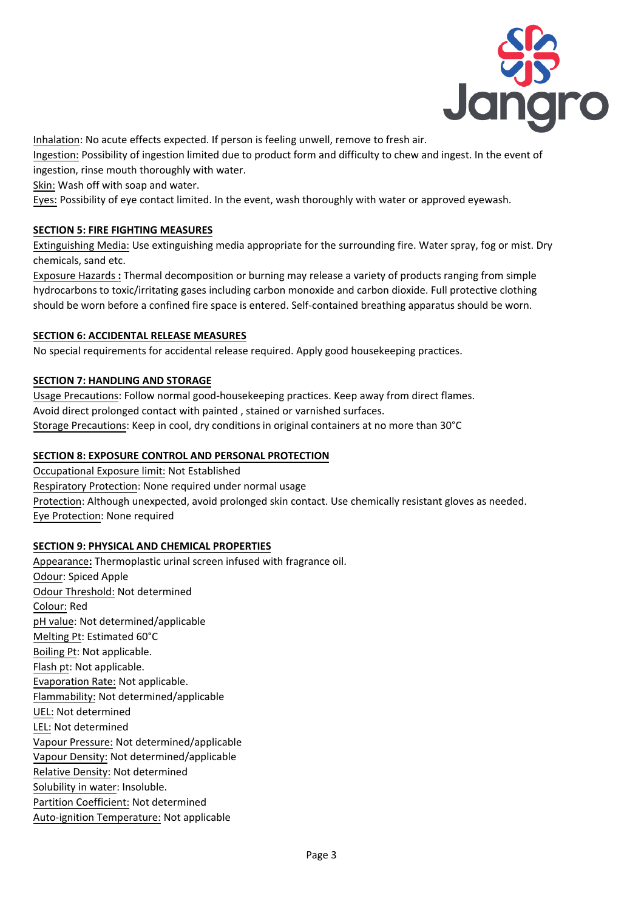Inhalation: No acute effects expected. If person is feeling unwell, remove to fresh air.
Ingestion: Possibility of ingestion limited due to product form and difficulty to chew and ingest. In the event of ingestion, rinse mouth thoroughly with water.
Skin: Wash off with soap and water.
Eyes: Possibility of eye contact limited. In the event, wash thoroughly with water or approved eyewash.

## SECTION 5: FIRE FIGHTING MEASURES

Extinguishing Media: Use extinguishing media appropriate for the surrounding fire. Water spray, fog or mist. Dry chemicals, sand etc.
Exposure Hazards **:** Thermal decomposition or burning may release a variety of products ranging from simple hydrocarbons to toxic/irritating gases including carbon monoxide and carbon dioxide. Full protective clothing should be worn before a confined fire space is entered. Self-contained breathing apparatus should be worn.

## SECTION 6: ACCIDENTAL RELEASE MEASURES

No special requirements for accidental release required. Apply good housekeeping practices.

## SECTION 7: HANDLING AND STORAGE

Usage Precautions: Follow normal good-housekeeping practices. Keep away from direct flames.
Avoid direct prolonged contact with painted , stained or varnished surfaces.
Storage Precautions: Keep in cool, dry conditions in original containers at no more than 30°C

## SECTION 8: EXPOSURE CONTROL AND PERSONAL PROTECTION

Occupational Exposure limit: Not Established
Respiratory Protection: None required under normal usage
Protection: Although unexpected, avoid prolonged skin contact. Use chemically resistant gloves as needed.
Eye Protection: None required

## SECTION 9: PHYSICAL AND CHEMICAL PROPERTIES

Appearance**:** Thermoplastic urinal screen infused with fragrance oil.
Odour: Spiced Apple
Odour Threshold: Not determined
Colour: Red
pH value: Not determined/applicable
Melting Pt: Estimated 60°C
Boiling Pt: Not applicable.
Flash pt: Not applicable.
Evaporation Rate: Not applicable.
Flammability: Not determined/applicable
UEL: Not determined
LEL: Not determined
Vapour Pressure: Not determined/applicable
Vapour Density: Not determined/applicable
Relative Density: Not determined
Solubility in water: Insoluble.
Partition Coefficient: Not determined
Auto-ignition Temperature: Not applicable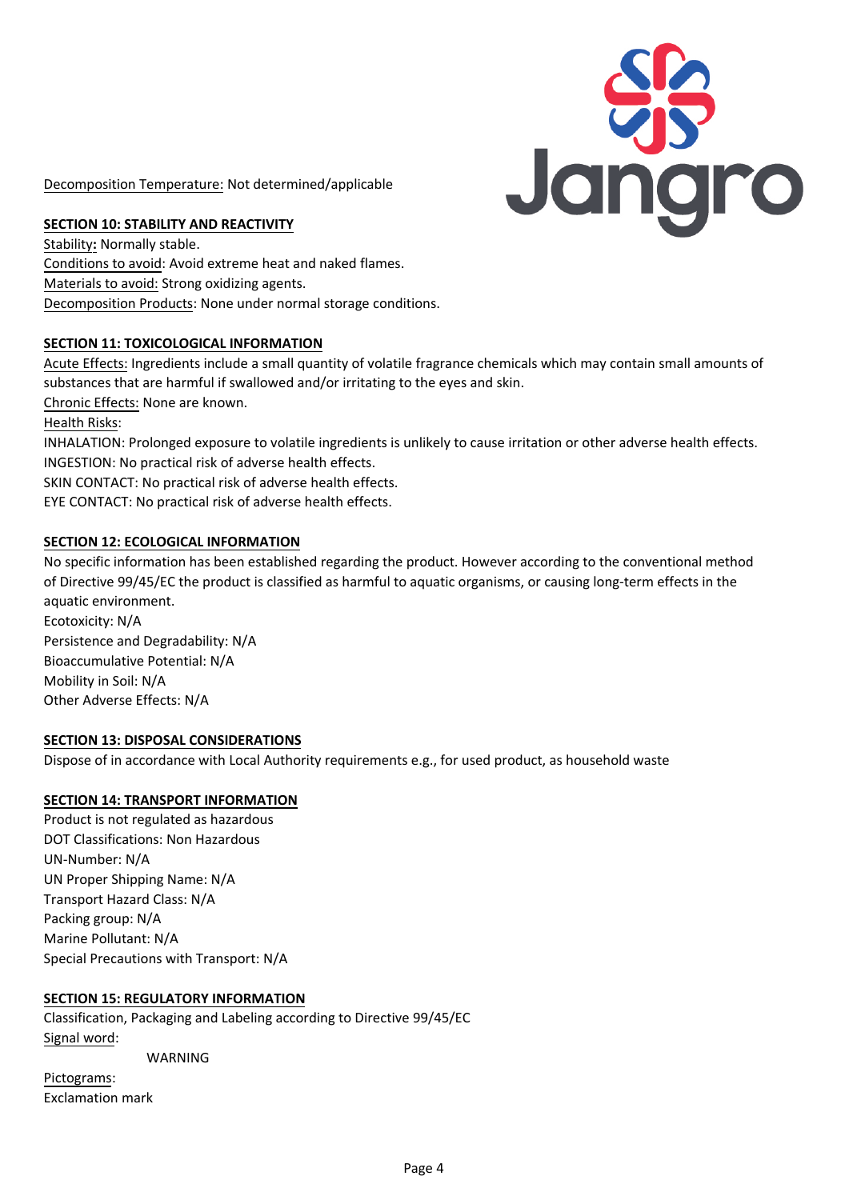Decomposition Temperature: Not determined/applicable

## SECTION 10: STABILITY AND REACTIVITY

Stability: Normally stable.
Conditions to avoid: Avoid extreme heat and naked flames.
Materials to avoid: Strong oxidizing agents.
Decomposition Products: None under normal storage conditions.

## SECTION 11: TOXICOLOGICAL INFORMATION

Acute Effects: Ingredients include a small quantity of volatile fragrance chemicals which may contain small amounts of substances that are harmful if swallowed and/or irritating to the eyes and skin.
Chronic Effects: None are known.
Health Risks:
INHALATION: Prolonged exposure to volatile ingredients is unlikely to cause irritation or other adverse health effects.
INGESTION: No practical risk of adverse health effects.
SKIN CONTACT: No practical risk of adverse health effects.
EYE CONTACT: No practical risk of adverse health effects.

## SECTION 12: ECOLOGICAL INFORMATION

No specific information has been established regarding the product. However according to the conventional method of Directive 99/45/EC the product is classified as harmful to aquatic organisms, or causing long-term effects in the aquatic environment.
Ecotoxicity: N/A
Persistence and Degradability: N/A
Bioaccumulative Potential: N/A
Mobility in Soil: N/A
Other Adverse Effects: N/A

## SECTION 13: DISPOSAL CONSIDERATIONS

Dispose of in accordance with Local Authority requirements e.g., for used product, as household waste

## SECTION 14: TRANSPORT INFORMATION

Product is not regulated as hazardous
DOT Classifications: Non Hazardous
UN-Number: N/A
UN Proper Shipping Name: N/A
Transport Hazard Class: N/A
Packing group: N/A
Marine Pollutant: N/A
Special Precautions with Transport: N/A

## SECTION 15: REGULATORY INFORMATION

Classification, Packaging and Labeling according to Directive 99/45/EC
Signal word:
WARNING
Pictograms:
Exclamation mark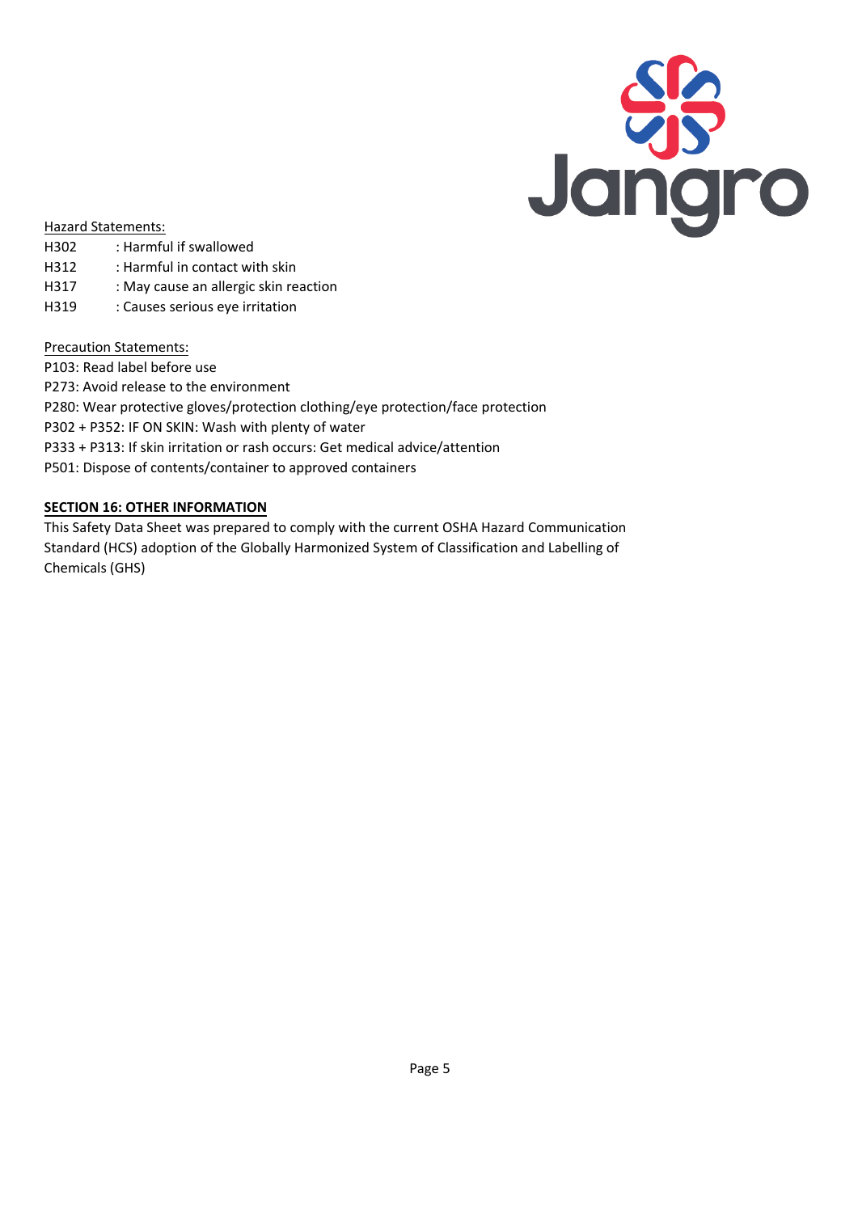Hazard Statements:

H302 : Harmful if swallowed
H312 : Harmful in contact with skin
H317 : May cause an allergic skin reaction
H319 : Causes serious eye irritation

Precaution Statements:

P103: Read label before use
P273: Avoid release to the environment
P280: Wear protective gloves/protection clothing/eye protection/face protection
P302 + P352: IF ON SKIN: Wash with plenty of water
P333 + P313: If skin irritation or rash occurs: Get medical advice/attention
P501: Dispose of contents/container to approved containers

## SECTION 16: OTHER INFORMATION

This Safety Data Sheet was prepared to comply with the current OSHA Hazard Communication Standard (HCS) adoption of the Globally Harmonized System of Classification and Labelling of Chemicals (GHS)